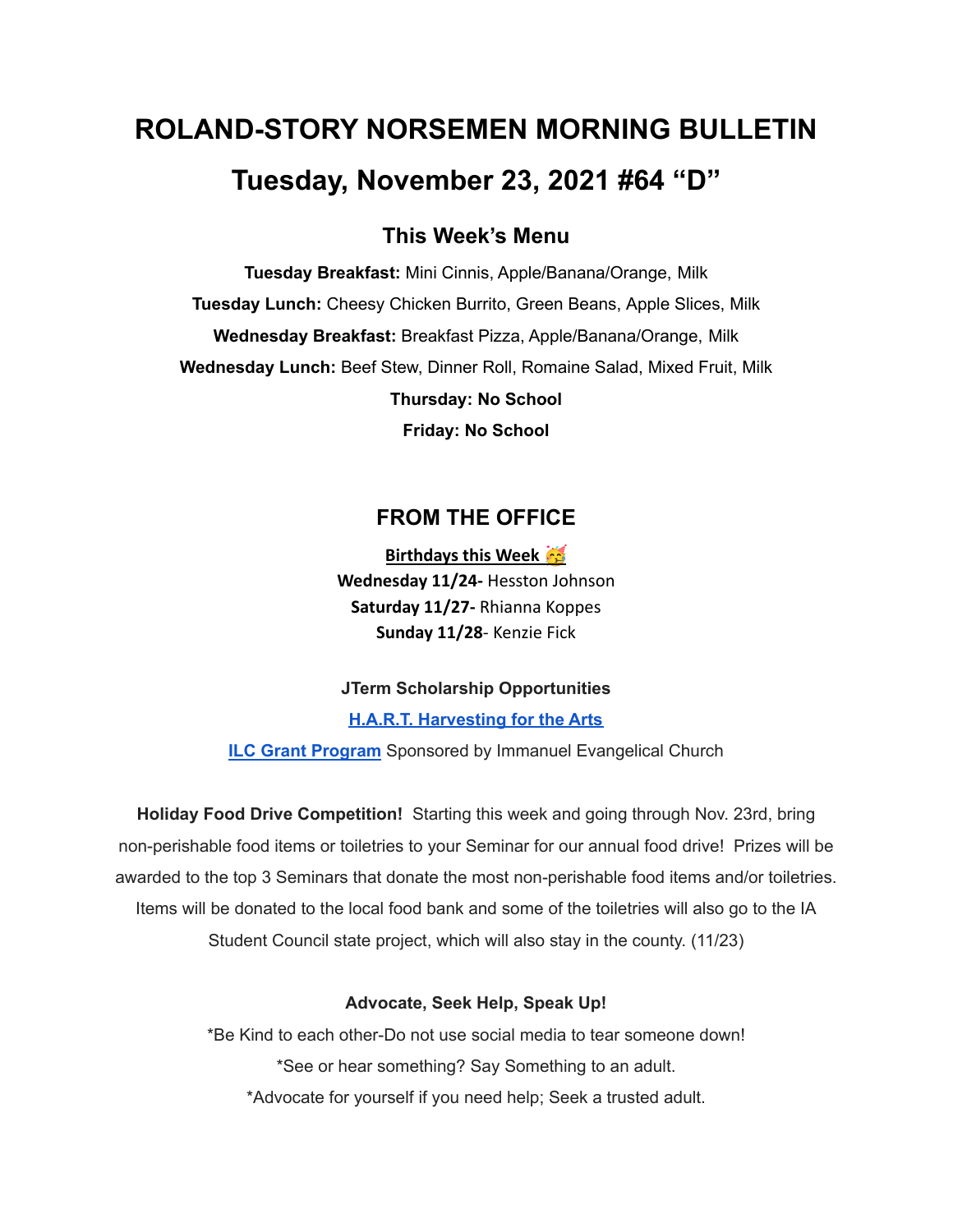# ROLAND-STORY NORSEMEN MORNING BULLETIN

# Tuesday, November 23, 2021 #64 "D"

## This Week's Menu

**Tuesday Breakfast:** Mini Cinnis, Apple/Banana/Orange, Milk

**Tuesday Lunch:** Cheesy Chicken Burrito, Green Beans, Apple Slices, Milk

**Wednesday Breakfast:** Breakfast Pizza, Apple/Banana/Orange, Milk

**Wednesday Lunch:** Beef Stew, Dinner Roll, Romaine Salad, Mixed Fruit, Milk

**Thursday: No School**

**Friday: No School**

## FROM THE OFFICE

**Birthdays this Week 🥳**

**Wednesday 11/24-** Hesston Johnson

**Saturday 11/27-** Rhianna Koppes

**Sunday 11/28**- Kenzie Fick

**JTerm Scholarship Opportunities**

**H.A.R.T. Harvesting for the Arts**

**ILC Grant Program** Sponsored by Immanuel Evangelical Church

**Holiday Food Drive Competition!** Starting this week and going through Nov. 23rd, bring non-perishable food items or toiletries to your Seminar for our annual food drive! Prizes will be awarded to the top 3 Seminars that donate the most non-perishable food items and/or toiletries. Items will be donated to the local food bank and some of the toiletries will also go to the IA Student Council state project, which will also stay in the county. (11/23)

**Advocate, Seek Help, Speak Up!**

*Be Kind to each other-Do not use social media to tear someone down!

*See or hear something? Say Something to an adult.

*Advocate for yourself if you need help; Seek a trusted adult.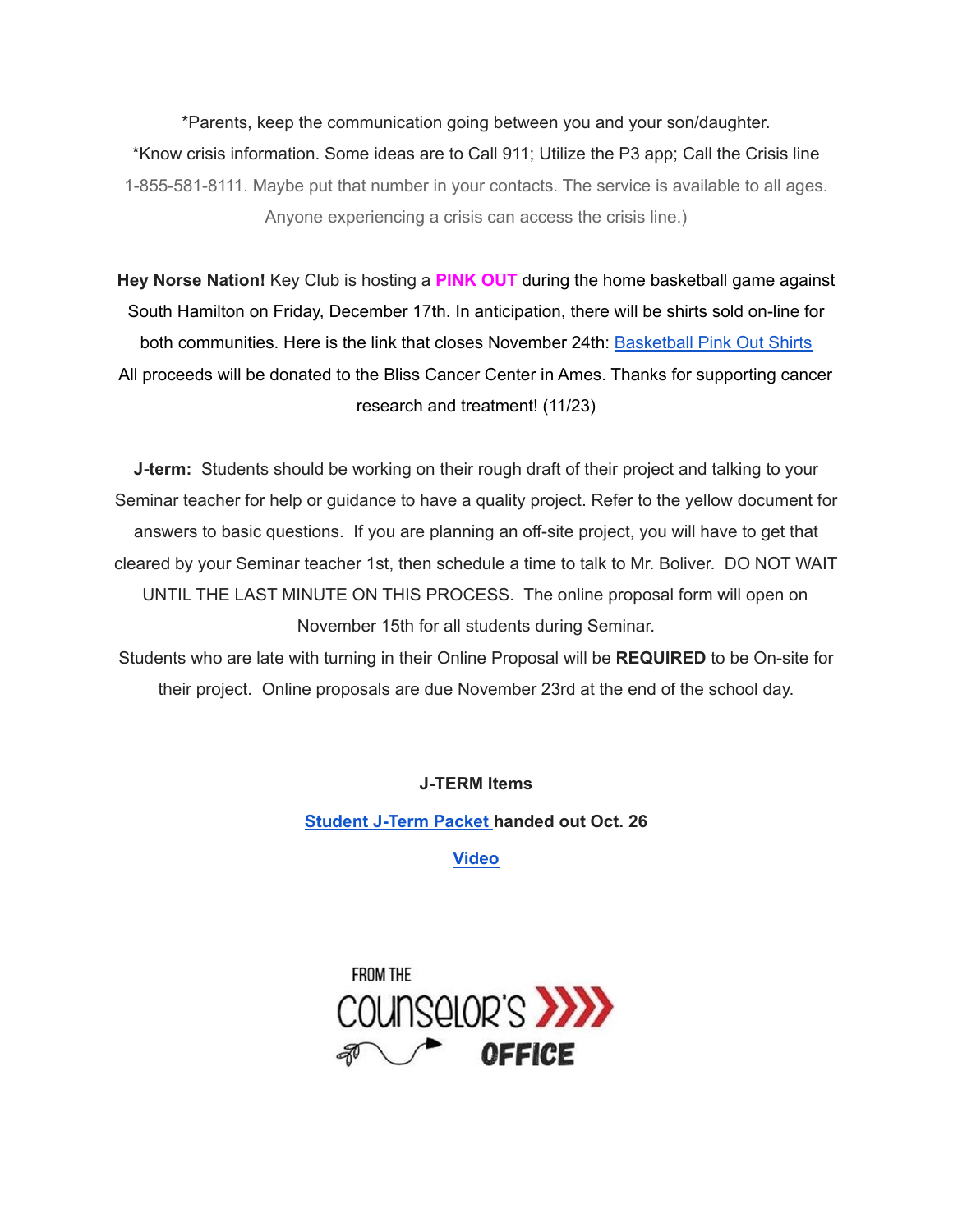*Parents, keep the communication going between you and your son/daughter.

*Know crisis information. Some ideas are to Call 911; Utilize the P3 app; Call the Crisis line 1-855-581-8111. Maybe put that number in your contacts. The service is available to all ages. Anyone experiencing a crisis can access the crisis line.)

**Hey Norse Nation!** Key Club is hosting a **PINK OUT** during the home basketball game against South Hamilton on Friday, December 17th. In anticipation, there will be shirts sold on-line for both communities. Here is the link that closes November 24th: [Basketball Pink Out Shirts]() All proceeds will be donated to the Bliss Cancer Center in Ames. Thanks for supporting cancer research and treatment! (11/23)

**J-term:** Students should be working on their rough draft of their project and talking to your Seminar teacher for help or guidance to have a quality project. Refer to the yellow document for answers to basic questions. If you are planning an off-site project, you will have to get that cleared by your Seminar teacher 1st, then schedule a time to talk to Mr. Boliver. DO NOT WAIT UNTIL THE LAST MINUTE ON THIS PROCESS. The online proposal form will open on November 15th for all students during Seminar.

Students who are late with turning in their Online Proposal will be **REQUIRED** to be On-site for their project. Online proposals are due November 23rd at the end of the school day.

**J-TERM Items**

**[Student J-Term Packet]() handed out Oct. 26**

**[Video]()**

FROM THE COUNSELOR'S OFFICE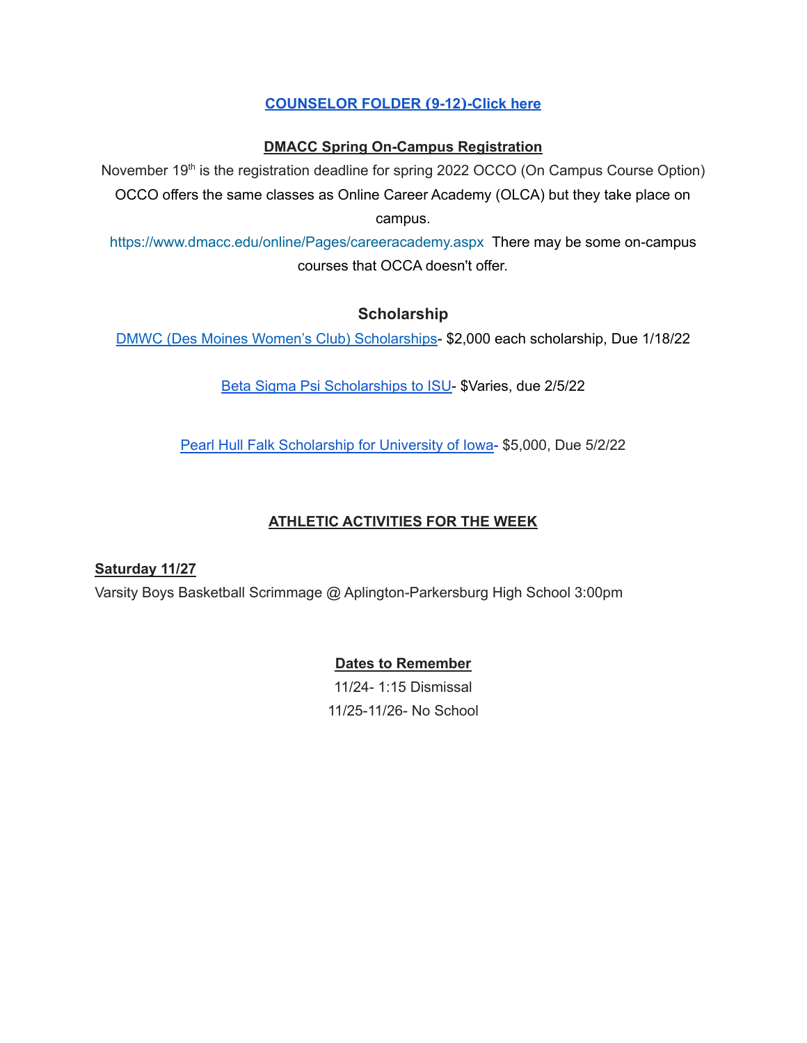**COUNSELOR FOLDER (9-12)-Click here**

**DMACC Spring On-Campus Registration**

November 19th is the registration deadline for spring 2022 OCCO (On Campus Course Option) OCCO offers the same classes as Online Career Academy (OLCA) but they take place on campus.

https://www.dmacc.edu/online/Pages/careeracademy.aspx There may be some on-campus courses that OCCA doesn't offer.

## Scholarship

DMWC (Des Moines Women's Club) Scholarships- $2,000 each scholarship, Due 1/18/22

Beta Sigma Psi Scholarships to ISU- $Varies, due 2/5/22

Pearl Hull Falk Scholarship for University of Iowa- $5,000, Due 5/2/22

**ATHLETIC ACTIVITIES FOR THE WEEK**

**Saturday 11/27**

Varsity Boys Basketball Scrimmage @ Aplington-Parkersburg High School 3:00pm

**Dates to Remember**

11/24- 1:15 Dismissal

11/25-11/26- No School